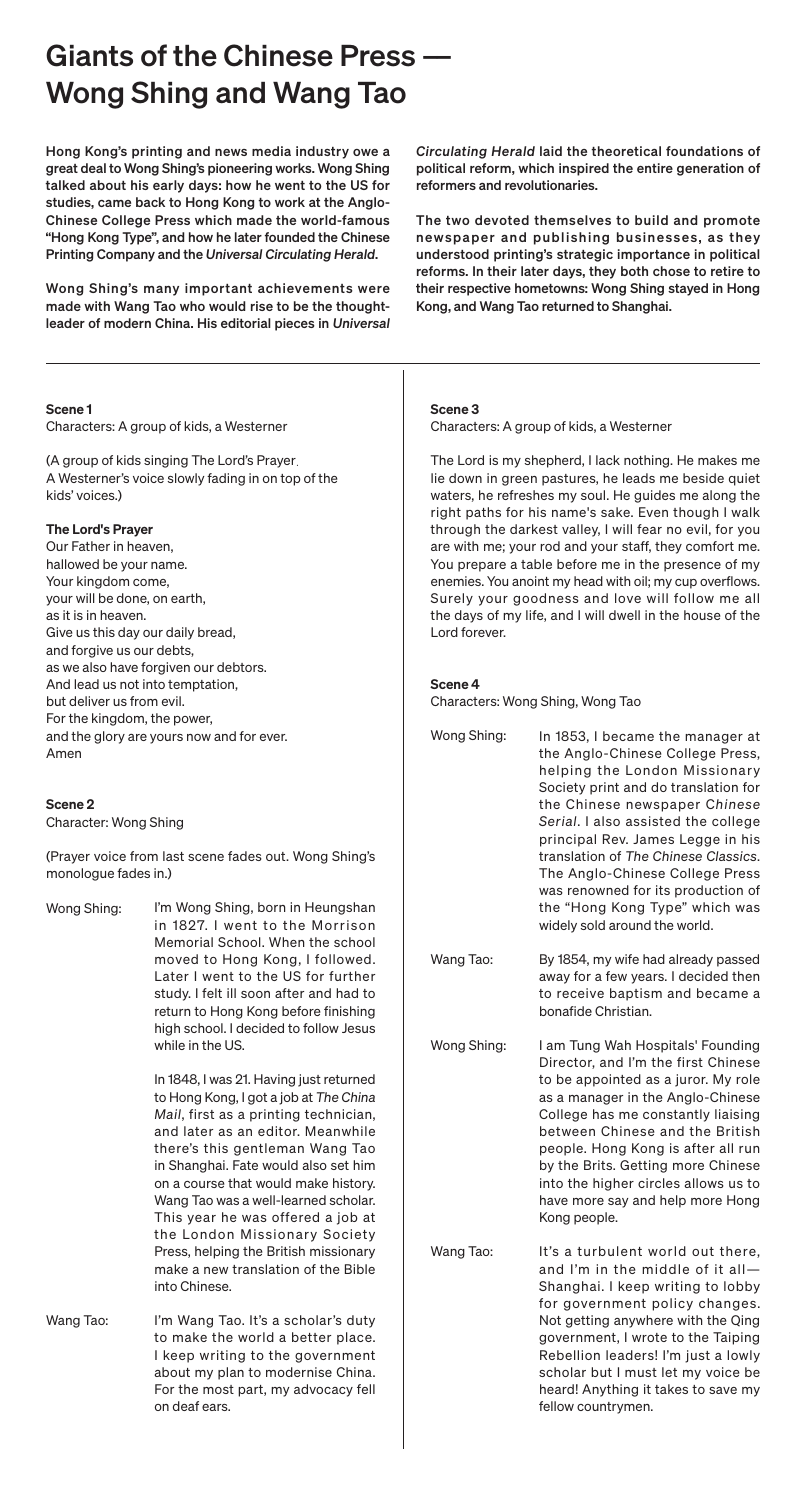# Giants of the Chinese Press — Wong Shing and Wang Tao

**Hong Kong's printing and news media industry owe a great deal to Wong Shing's pioneering works. Wong Shing talked about his early days: how he went to the US for studies, came back to Hong Kong to work at the Anglo-Chinese College Press which made the world-famous "Hong Kong Type", and how he later founded the Chinese Printing Company and the *Universal Circulating Herald*.**

**Wong Shing's many important achievements were made with Wang Tao who would rise to be the thought-leader of modern China. His editorial pieces in *Universal Circulating Herald* laid the theoretical foundations of political reform, which inspired the entire generation of reformers and revolutionaries.**

**The two devoted themselves to build and promote newspaper and publishing businesses, as they understood printing's strategic importance in political reforms. In their later days, they both chose to retire to their respective hometowns: Wong Shing stayed in Hong Kong, and Wang Tao returned to Shanghai.**

---

**Scene 1**

Characters: A group of kids, a Westerner

(A group of kids singing The Lord's Prayer. A Westerner's voice slowly fading in on top of the kids' voices.)

**The Lord's Prayer**

Our Father in heaven,
hallowed be your name.
Your kingdom come,
your will be done, on earth,
as it is in heaven.
Give us this day our daily bread,
and forgive us our debts,
as we also have forgiven our debtors.
And lead us not into temptation,
but deliver us from evil.
For the kingdom, the power,
and the glory are yours now and for ever.
Amen

**Scene 2**

Character: Wong Shing

(Prayer voice from last scene fades out. Wong Shing's monologue fades in.)

Wong Shing: I'm Wong Shing, born in Heungshan in 1827. I went to the Morrison Memorial School. When the school moved to Hong Kong, I followed. Later I went to the US for further study. I felt ill soon after and had to return to Hong Kong before finishing high school. I decided to follow Jesus while in the US.

In 1848, I was 21. Having just returned to Hong Kong, I got a job at *The China Mail*, first as a printing technician, and later as an editor. Meanwhile there's this gentleman Wang Tao in Shanghai. Fate would also set him on a course that would make history. Wang Tao was a well-learned scholar. This year he was offered a job at the London Missionary Society Press, helping the British missionary make a new translation of the Bible into Chinese.

Wang Tao: I'm Wang Tao. It's a scholar's duty to make the world a better place. I keep writing to the government about my plan to modernise China. For the most part, my advocacy fell on deaf ears.

**Scene 3**

Characters: A group of kids, a Westerner

The Lord is my shepherd, I lack nothing. He makes me lie down in green pastures, he leads me beside quiet waters, he refreshes my soul. He guides me along the right paths for his name's sake. Even though I walk through the darkest valley, I will fear no evil, for you are with me; your rod and your staff, they comfort me. You prepare a table before me in the presence of my enemies. You anoint my head with oil; my cup overflows. Surely your goodness and love will follow me all the days of my life, and I will dwell in the house of the Lord forever.

**Scene 4**

Characters: Wong Shing, Wong Tao

Wong Shing: In 1853, I became the manager at the Anglo-Chinese College Press, helping the London Missionary Society print and do translation for the Chinese newspaper *Chinese Serial*. I also assisted the college principal Rev. James Legge in his translation of *The Chinese Classics*. The Anglo-Chinese College Press was renowned for its production of the "Hong Kong Type" which was widely sold around the world.

Wang Tao: By 1854, my wife had already passed away for a few years. I decided then to receive baptism and became a bonafide Christian.

Wong Shing: I am Tung Wah Hospitals' Founding Director, and I'm the first Chinese to be appointed as a juror. My role as a manager in the Anglo-Chinese College has me constantly liaising between Chinese and the British people. Hong Kong is after all run by the Brits. Getting more Chinese into the higher circles allows us to have more say and help more Hong Kong people.

Wang Tao: It's a turbulent world out there, and I'm in the middle of it all—Shanghai. I keep writing to lobby for government policy changes. Not getting anywhere with the Qing government, I wrote to the Taiping Rebellion leaders! I'm just a lowly scholar but I must let my voice be heard! Anything it takes to save my fellow countrymen.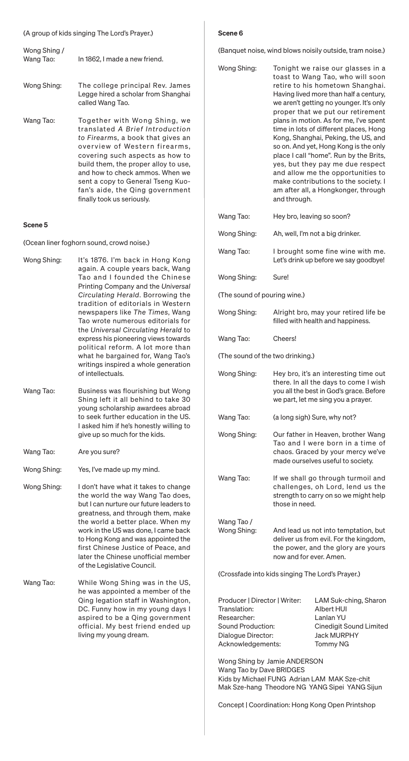(A group of kids singing The Lord's Prayer.)

Wong Shing / Wang Tao: In 1862, I made a new friend.

Wong Shing: The college principal Rev. James Legge hired a scholar from Shanghai called Wang Tao.

Wang Tao: Together with Wong Shing, we translated *A Brief Introduction to Firearms*, a book that gives an overview of Western firearms, covering such aspects as how to build them, the proper alloy to use, and how to check ammos. When we sent a copy to General Tseng Kuo-fan's aide, the Qing government finally took us seriously.

### Scene 5

(Ocean liner foghorn sound, crowd noise.)

Wong Shing: It's 1876. I'm back in Hong Kong again. A couple years back, Wang Tao and I founded the Chinese Printing Company and the *Universal Circulating Herald*. Borrowing the tradition of editorials in Western newspapers like *The Times*, Wang Tao wrote numerous editorials for the *Universal Circulating Herald* to express his pioneering views towards political reform. A lot more than what he bargained for, Wang Tao's writings inspired a whole generation of intellectuals.

Wang Tao: Business was flourishing but Wong Shing left it all behind to take 30 young scholarship awardees abroad to seek further education in the US. I asked him if he's honestly willing to give up so much for the kids.

Wang Tao: Are you sure?

Wong Shing: Yes, I've made up my mind.

Wong Shing: I don't have what it takes to change the world the way Wang Tao does, but I can nurture our future leaders to greatness, and through them, make the world a better place. When my work in the US was done, I came back to Hong Kong and was appointed the first Chinese Justice of Peace, and later the Chinese unofficial member of the Legislative Council.

Wang Tao: While Wong Shing was in the US, he was appointed a member of the Qing legation staff in Washington, DC. Funny how in my young days I aspired to be a Qing government official. My best friend ended up living my young dream.

### Scene 6

(Banquet noise, wind blows noisily outside, tram noise.)

Wong Shing: Tonight we raise our glasses in a toast to Wang Tao, who will soon retire to his hometown Shanghai. Having lived more than half a century, we aren't getting no younger. It's only proper that we put our retirement plans in motion. As for me, I've spent time in lots of different places, Hong Kong, Shanghai, Peking, the US, and so on. And yet, Hong Kong is the only place I call "home". Run by the Brits, yes, but they pay me due respect and allow me the opportunities to make contributions to the society. I am after all, a Hongkonger, through and through.

Wang Tao: Hey bro, leaving so soon?

Wong Shing: Ah, well, I'm not a big drinker.

Wang Tao: I brought some fine wine with me. Let's drink up before we say goodbye!

Wong Shing: Sure!

(The sound of pouring wine.)

Wong Shing: Alright bro, may your retired life be filled with health and happiness.

Wang Tao: Cheers!

(The sound of the two drinking.)

Wong Shing: Hey bro, it's an interesting time out there. In all the days to come I wish you all the best in God's grace. Before we part, let me sing you a prayer.

Wang Tao: (a long sigh) Sure, why not?

Wong Shing: Our father in Heaven, brother Wang Tao and I were born in a time of chaos. Graced by your mercy we've made ourselves useful to society.

Wang Tao: If we shall go through turmoil and challenges, oh Lord, lend us the strength to carry on so we might help those in need.

Wang Tao / Wong Shing: And lead us not into temptation, but deliver us from evil. For the kingdom, the power, and the glory are yours now and for ever. Amen.

(Crossfade into kids singing The Lord's Prayer.)

| | |
|---|---|
| Producer \| Director \| Writer: | LAM Suk-ching, Sharon |
| Translation: | Albert HUI |
| Researcher: | Lanlan YU |
| Sound Production: | Cinedigit Sound Limited |
| Dialogue Director: | Jack MURPHY |
| Acknowledgements: | Tommy NG |

Wong Shing by Jamie ANDERSON
Wang Tao by Dave BRIDGES
Kids by Michael FUNG Adrian LAM MAK Sze-chit Mak Sze-hang Theodore NG YANG Sipei YANG Sijun

Concept | Coordination: Hong Kong Open Printshop